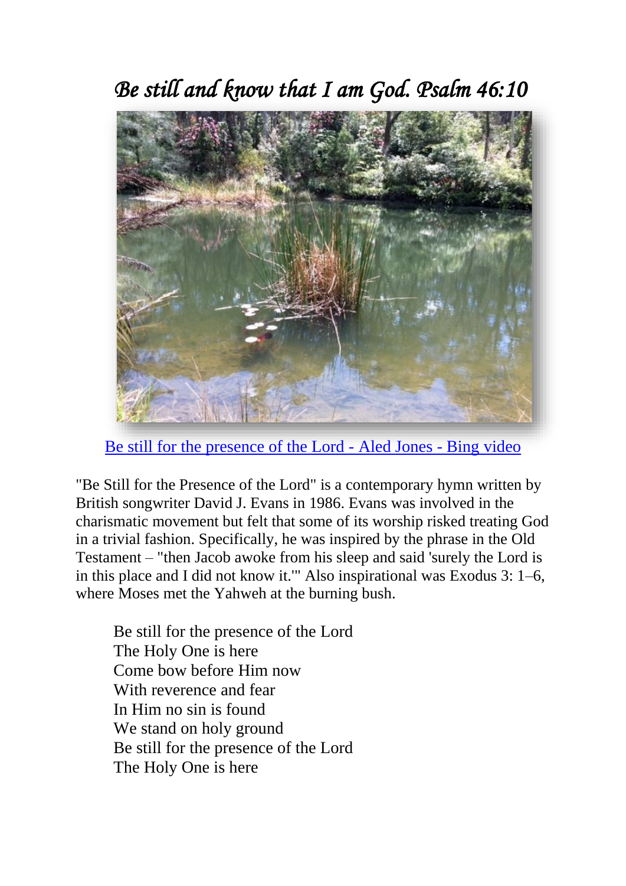# *Be still and know that I am God. Psalm 46:10*

[Be still for the presence of the Lord - Aled Jones - Bing video]

"Be Still for the Presence of the Lord" is a contemporary hymn written by British songwriter David J. Evans in 1986. Evans was involved in the charismatic movement but felt that some of its worship risked treating God in a trivial fashion. Specifically, he was inspired by the phrase in the Old Testament – "then Jacob awoke from his sleep and said 'surely the Lord is in this place and I did not know it.'" Also inspirational was Exodus 3: 1–6, where Moses met the Yahweh at the burning bush.

> Be still for the presence of the Lord  
> The Holy One is here  
> Come bow before Him now  
> With reverence and fear  
> In Him no sin is found  
> We stand on holy ground  
> Be still for the presence of the Lord  
> The Holy One is here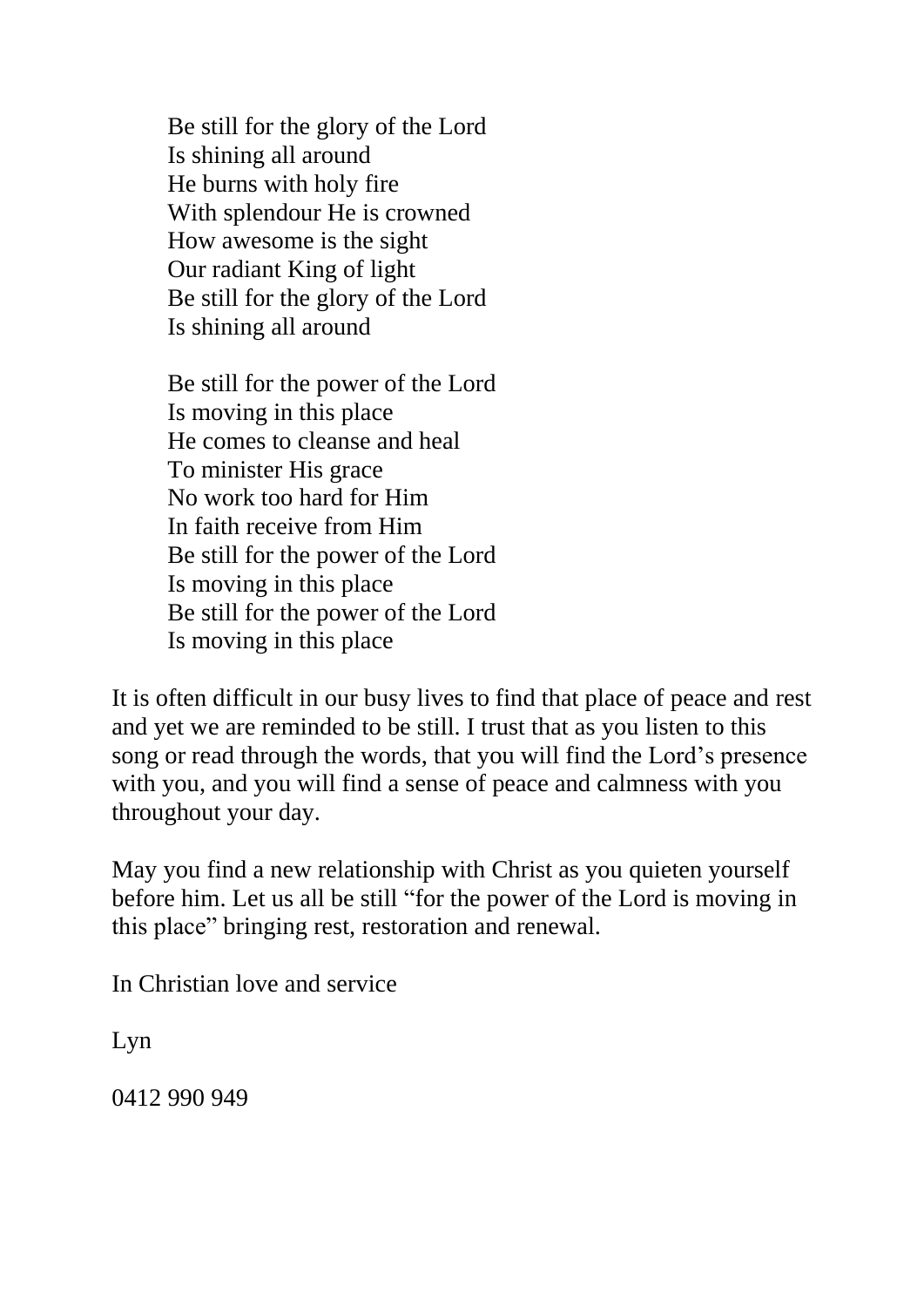Be still for the glory of the Lord
Is shining all around
He burns with holy fire
With splendour He is crowned
How awesome is the sight
Our radiant King of light
Be still for the glory of the Lord
Is shining all around

Be still for the power of the Lord
Is moving in this place
He comes to cleanse and heal
To minister His grace
No work too hard for Him
In faith receive from Him
Be still for the power of the Lord
Is moving in this place
Be still for the power of the Lord
Is moving in this place

It is often difficult in our busy lives to find that place of peace and rest and yet we are reminded to be still. I trust that as you listen to this song or read through the words, that you will find the Lord's presence with you, and you will find a sense of peace and calmness with you throughout your day.

May you find a new relationship with Christ as you quieten yourself before him. Let us all be still "for the power of the Lord is moving in this place" bringing rest, restoration and renewal.

In Christian love and service

Lyn

0412 990 949